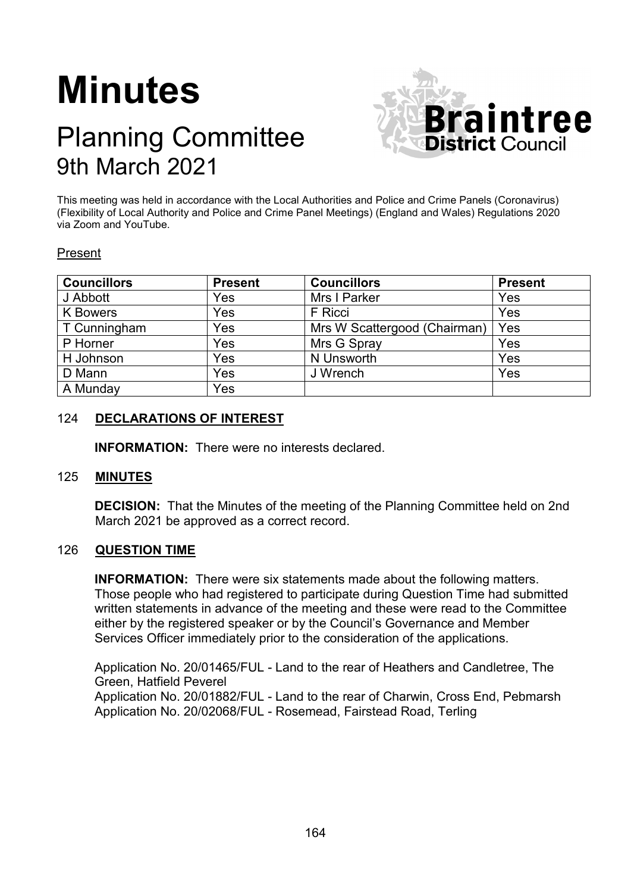# Minutes

## Planning Committee
## 9th March 2021

This meeting was held in accordance with the Local Authorities and Police and Crime Panels (Coronavirus) (Flexibility of Local Authority and Police and Crime Panel Meetings) (England and Wales) Regulations 2020 via Zoom and YouTube.

Present

| Councillors | Present | Councillors | Present |
|---|---|---|---|
| J Abbott | Yes | Mrs I Parker | Yes |
| K Bowers | Yes | F Ricci | Yes |
| T Cunningham | Yes | Mrs W Scattergood (Chairman) | Yes |
| P Horner | Yes | Mrs G Spray | Yes |
| H Johnson | Yes | N Unsworth | Yes |
| D Mann | Yes | J Wrench | Yes |
| A Munday | Yes | | |

### 124 DECLARATIONS OF INTEREST

**INFORMATION:** There were no interests declared.

### 125 MINUTES

**DECISION:** That the Minutes of the meeting of the Planning Committee held on 2nd March 2021 be approved as a correct record.

### 126 QUESTION TIME

**INFORMATION:** There were six statements made about the following matters. Those people who had registered to participate during Question Time had submitted written statements in advance of the meeting and these were read to the Committee either by the registered speaker or by the Council's Governance and Member Services Officer immediately prior to the consideration of the applications.

Application No. 20/01465/FUL - Land to the rear of Heathers and Candletree, The Green, Hatfield Peverel
Application No. 20/01882/FUL - Land to the rear of Charwin, Cross End, Pebmarsh
Application No. 20/02068/FUL - Rosemead, Fairstead Road, Terling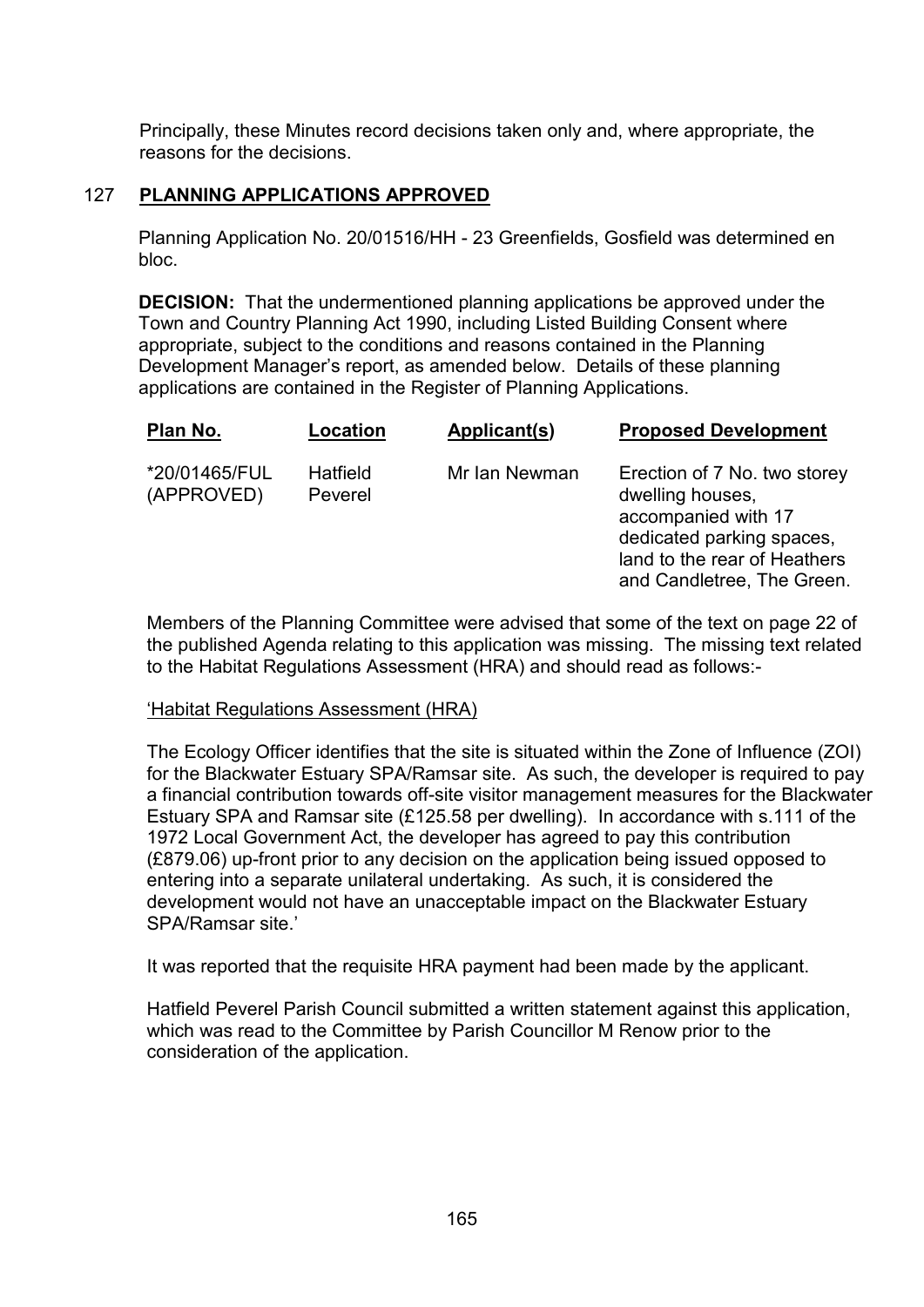Principally, these Minutes record decisions taken only and, where appropriate, the reasons for the decisions.

## 127 **PLANNING APPLICATIONS APPROVED**

Planning Application No. 20/01516/HH - 23 Greenfields, Gosfield was determined en bloc.

**DECISION:** That the undermentioned planning applications be approved under the Town and Country Planning Act 1990, including Listed Building Consent where appropriate, subject to the conditions and reasons contained in the Planning Development Manager's report, as amended below. Details of these planning applications are contained in the Register of Planning Applications.

| Plan No. | Location | Applicant(s) | Proposed Development |
|---|---|---|---|
| *20/01465/FUL (APPROVED) | Hatfield Peverel | Mr Ian Newman | Erection of 7 No. two storey dwelling houses, accompanied with 17 dedicated parking spaces, land to the rear of Heathers and Candletree, The Green. |

Members of the Planning Committee were advised that some of the text on page 22 of the published Agenda relating to this application was missing. The missing text related to the Habitat Regulations Assessment (HRA) and should read as follows:-

'Habitat Regulations Assessment (HRA)

The Ecology Officer identifies that the site is situated within the Zone of Influence (ZOI) for the Blackwater Estuary SPA/Ramsar site. As such, the developer is required to pay a financial contribution towards off-site visitor management measures for the Blackwater Estuary SPA and Ramsar site (£125.58 per dwelling). In accordance with s.111 of the 1972 Local Government Act, the developer has agreed to pay this contribution (£879.06) up-front prior to any decision on the application being issued opposed to entering into a separate unilateral undertaking. As such, it is considered the development would not have an unacceptable impact on the Blackwater Estuary SPA/Ramsar site.'

It was reported that the requisite HRA payment had been made by the applicant.

Hatfield Peverel Parish Council submitted a written statement against this application, which was read to the Committee by Parish Councillor M Renow prior to the consideration of the application.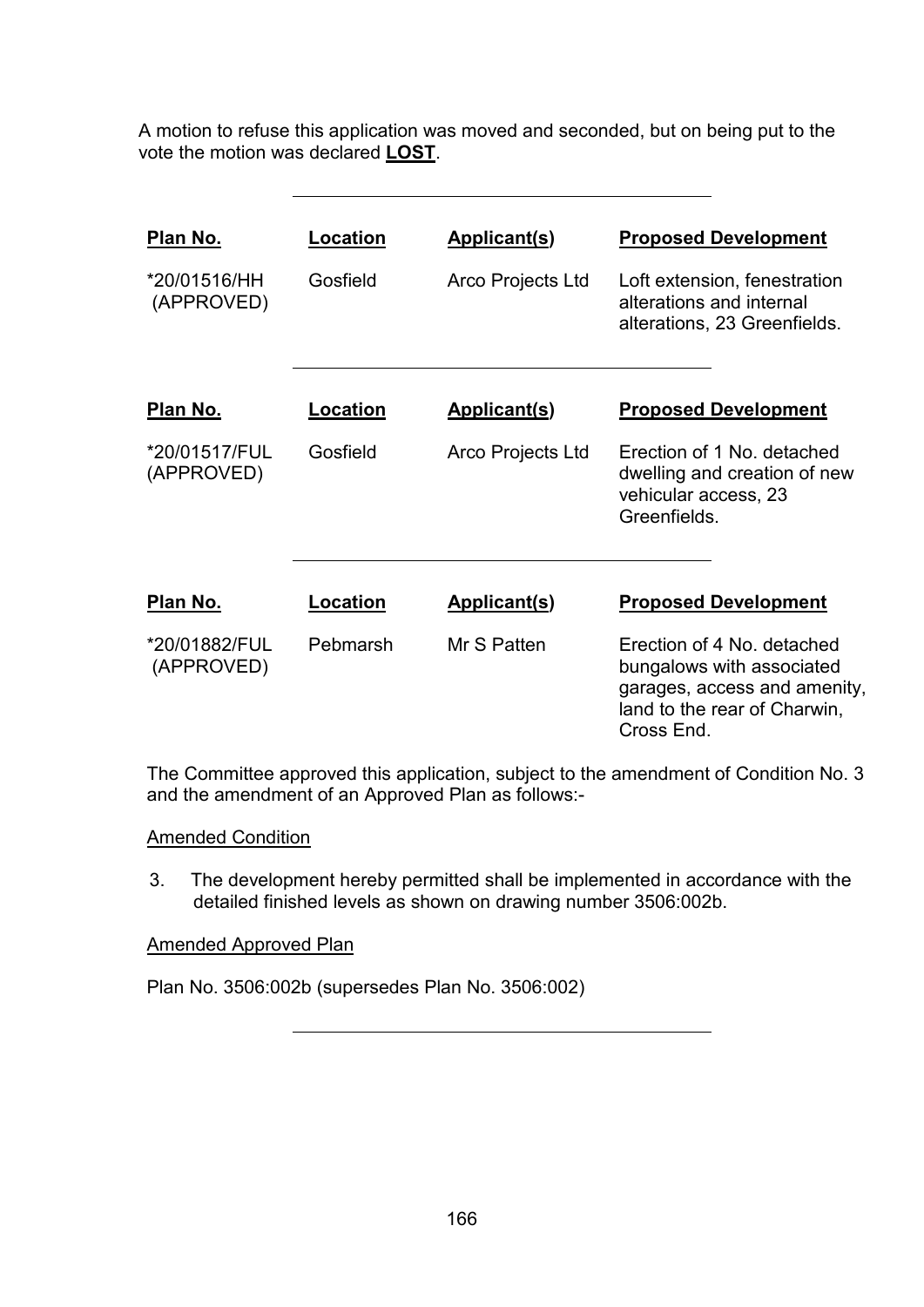A motion to refuse this application was moved and seconded, but on being put to the vote the motion was declared **LOST**.

---

| Plan No. | Location | Applicant(s) | Proposed Development |
|---|---|---|---|
| *20/01516/HH (APPROVED) | Gosfield | Arco Projects Ltd | Loft extension, fenestration alterations and internal alterations, 23 Greenfields. |

---

| Plan No. | Location | Applicant(s) | Proposed Development |
|---|---|---|---|
| *20/01517/FUL (APPROVED) | Gosfield | Arco Projects Ltd | Erection of 1 No. detached dwelling and creation of new vehicular access, 23 Greenfields. |

---

| Plan No. | Location | Applicant(s) | Proposed Development |
|---|---|---|---|
| *20/01882/FUL (APPROVED) | Pebmarsh | Mr S Patten | Erection of 4 No. detached bungalows with associated garages, access and amenity, land to the rear of Charwin, Cross End. |

The Committee approved this application, subject to the amendment of Condition No. 3 and the amendment of an Approved Plan as follows:-

Amended Condition

3. The development hereby permitted shall be implemented in accordance with the detailed finished levels as shown on drawing number 3506:002b.

Amended Approved Plan

Plan No. 3506:002b (supersedes Plan No. 3506:002)

---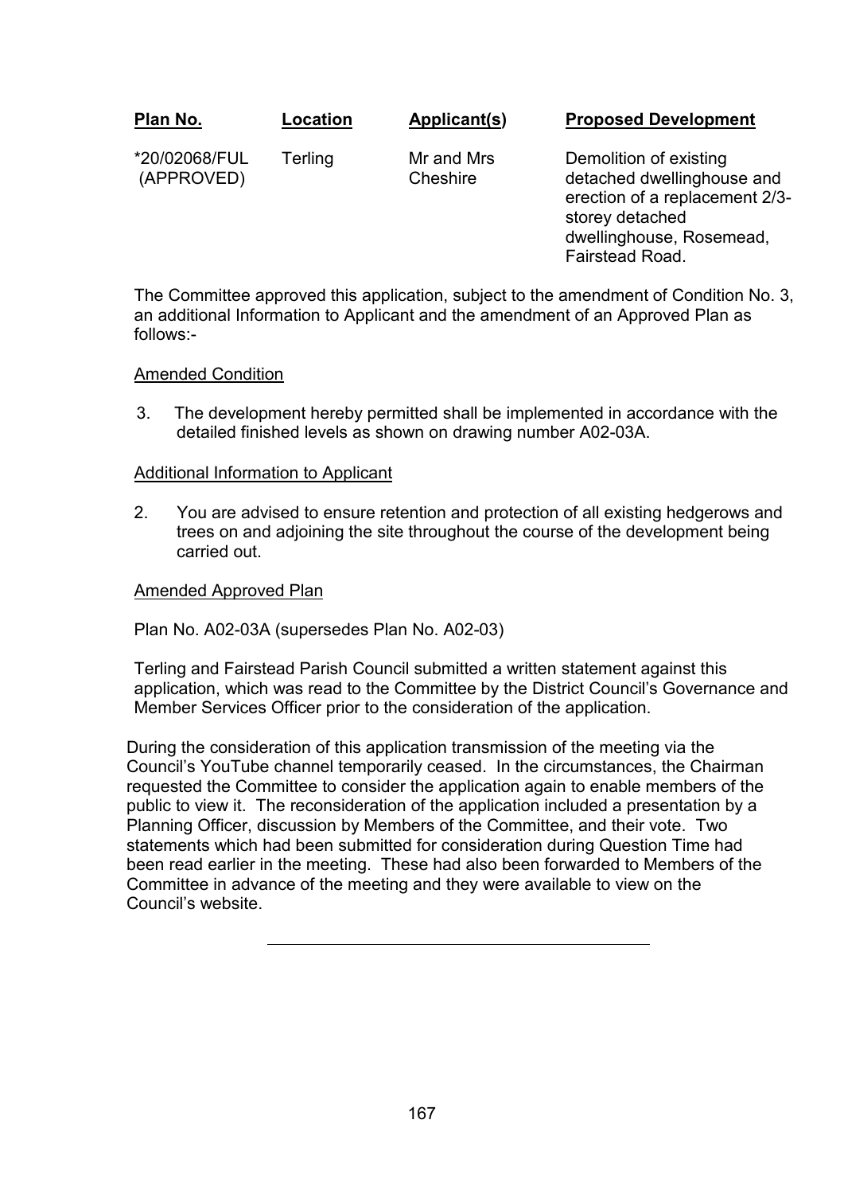| Plan No. | Location | Applicant(s) | Proposed Development |
| --- | --- | --- | --- |
| *20/02068/FUL (APPROVED) | Terling | Mr and Mrs Cheshire | Demolition of existing detached dwellinghouse and erection of a replacement 2/3-storey detached dwellinghouse, Rosemead, Fairstead Road. |

The Committee approved this application, subject to the amendment of Condition No. 3, an additional Information to Applicant and the amendment of an Approved Plan as follows:-

Amended Condition

3. The development hereby permitted shall be implemented in accordance with the detailed finished levels as shown on drawing number A02-03A.

Additional Information to Applicant

2. You are advised to ensure retention and protection of all existing hedgerows and trees on and adjoining the site throughout the course of the development being carried out.

Amended Approved Plan

Plan No. A02-03A (supersedes Plan No. A02-03)

Terling and Fairstead Parish Council submitted a written statement against this application, which was read to the Committee by the District Council's Governance and Member Services Officer prior to the consideration of the application.

During the consideration of this application transmission of the meeting via the Council's YouTube channel temporarily ceased. In the circumstances, the Chairman requested the Committee to consider the application again to enable members of the public to view it. The reconsideration of the application included a presentation by a Planning Officer, discussion by Members of the Committee, and their vote. Two statements which had been submitted for consideration during Question Time had been read earlier in the meeting. These had also been forwarded to Members of the Committee in advance of the meeting and they were available to view on the Council's website.

---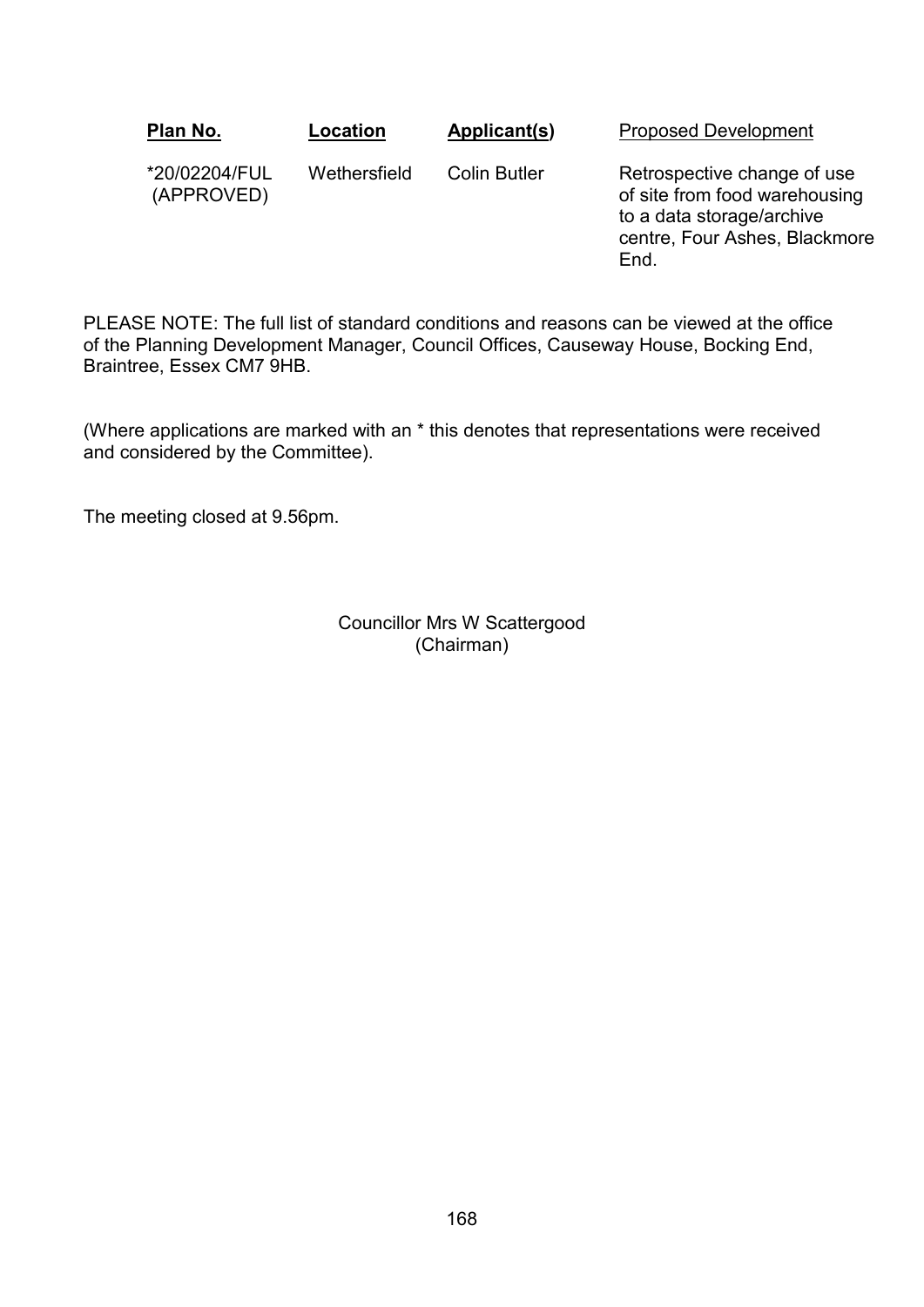| Plan No. | Location | Applicant(s) | Proposed Development |
|---|---|---|---|
| *20/02204/FUL (APPROVED) | Wethersfield | Colin Butler | Retrospective change of use of site from food warehousing to a data storage/archive centre, Four Ashes, Blackmore End. |

PLEASE NOTE: The full list of standard conditions and reasons can be viewed at the office of the Planning Development Manager, Council Offices, Causeway House, Bocking End, Braintree, Essex CM7 9HB.

(Where applications are marked with an * this denotes that representations were received and considered by the Committee).

The meeting closed at 9.56pm.

Councillor Mrs W Scattergood
(Chairman)